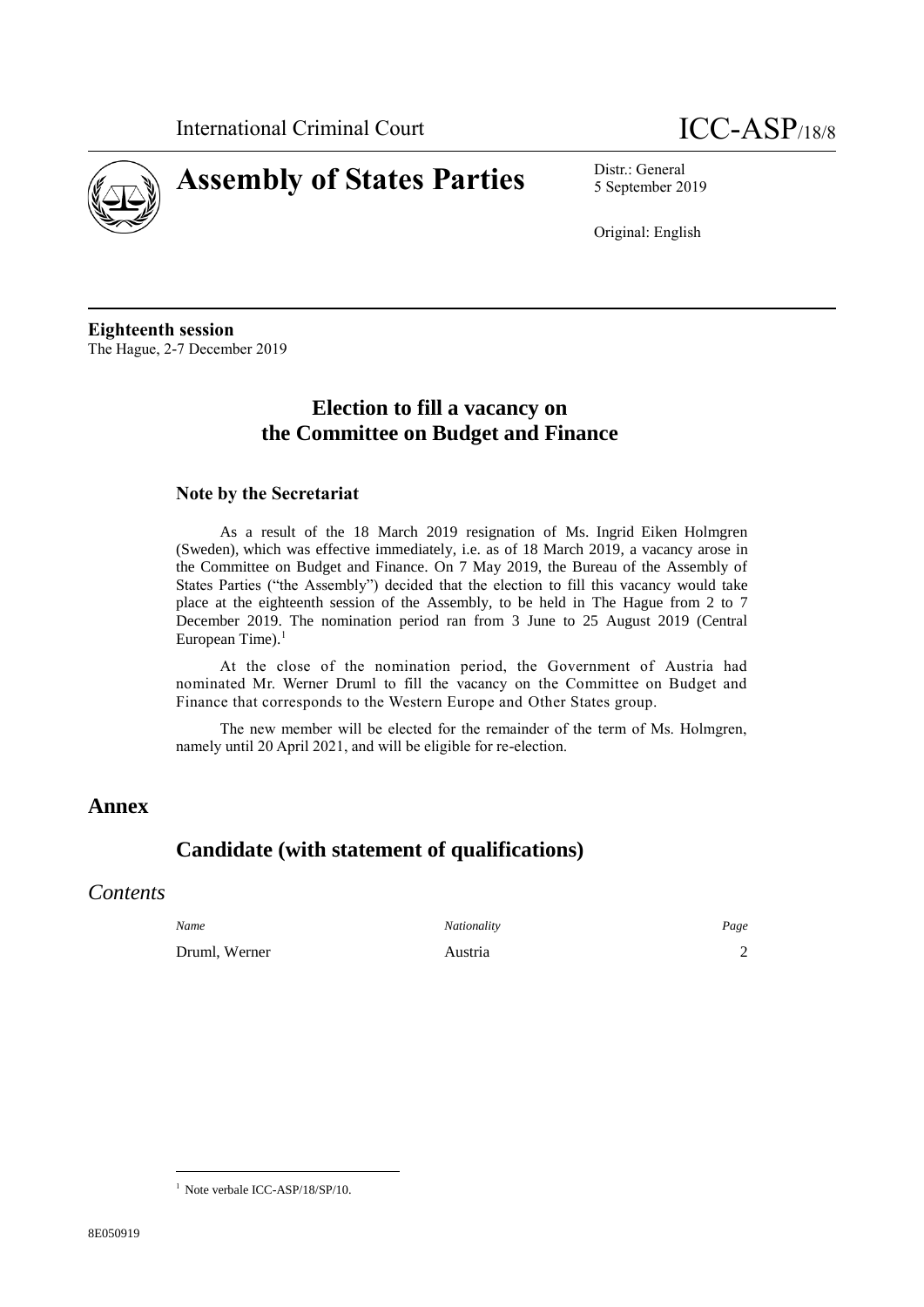International Criminal Court

ICC-ASP/18/8

# Assembly of States Parties

Distr.: General
5 September 2019

Original: English

**Eighteenth session**
The Hague, 2-7 December 2019

## Election to fill a vacancy on the Committee on Budget and Finance

### Note by the Secretariat

As a result of the 18 March 2019 resignation of Ms. Ingrid Eiken Holmgren (Sweden), which was effective immediately, i.e. as of 18 March 2019, a vacancy arose in the Committee on Budget and Finance. On 7 May 2019, the Bureau of the Assembly of States Parties ("the Assembly") decided that the election to fill this vacancy would take place at the eighteenth session of the Assembly, to be held in The Hague from 2 to 7 December 2019. The nomination period ran from 3 June to 25 August 2019 (Central European Time).[1]

At the close of the nomination period, the Government of Austria had nominated Mr. Werner Druml to fill the vacancy on the Committee on Budget and Finance that corresponds to the Western Europe and Other States group.

The new member will be elected for the remainder of the term of Ms. Holmgren, namely until 20 April 2021, and will be eligible for re-election.

# Annex

## Candidate (with statement of qualifications)

## *Contents*

| *Name* | *Nationality* | *Page* |
|---|---|---|
| Druml, Werner | Austria | 2 |

[1] Note verbale ICC-ASP/18/SP/10.

8E050919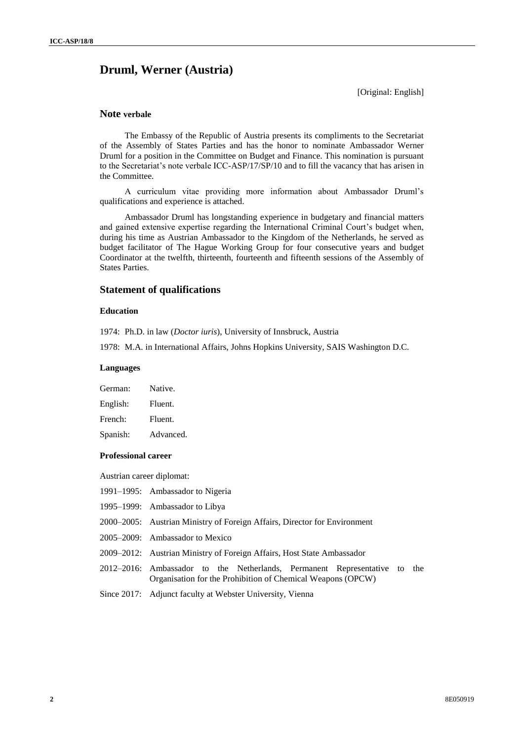# Druml, Werner (Austria)

[Original: English]

## Note verbale

The Embassy of the Republic of Austria presents its compliments to the Secretariat of the Assembly of States Parties and has the honor to nominate Ambassador Werner Druml for a position in the Committee on Budget and Finance. This nomination is pursuant to the Secretariat's note verbale ICC-ASP/17/SP/10 and to fill the vacancy that has arisen in the Committee.

A curriculum vitae providing more information about Ambassador Druml's qualifications and experience is attached.

Ambassador Druml has longstanding experience in budgetary and financial matters and gained extensive expertise regarding the International Criminal Court's budget when, during his time as Austrian Ambassador to the Kingdom of the Netherlands, he served as budget facilitator of The Hague Working Group for four consecutive years and budget Coordinator at the twelfth, thirteenth, fourteenth and fifteenth sessions of the Assembly of States Parties.

## Statement of qualifications

### Education

1974: Ph.D. in law (*Doctor iuris*), University of Innsbruck, Austria

1978: M.A. in International Affairs, Johns Hopkins University, SAIS Washington D.C.

### Languages

German: Native.

English: Fluent.

French: Fluent.

Spanish: Advanced.

### Professional career

Austrian career diplomat:

1991–1995: Ambassador to Nigeria

1995–1999: Ambassador to Libya

2000–2005: Austrian Ministry of Foreign Affairs, Director for Environment

2005–2009: Ambassador to Mexico

2009–2012: Austrian Ministry of Foreign Affairs, Host State Ambassador

2012–2016: Ambassador to the Netherlands, Permanent Representative to the Organisation for the Prohibition of Chemical Weapons (OPCW)

Since 2017: Adjunct faculty at Webster University, Vienna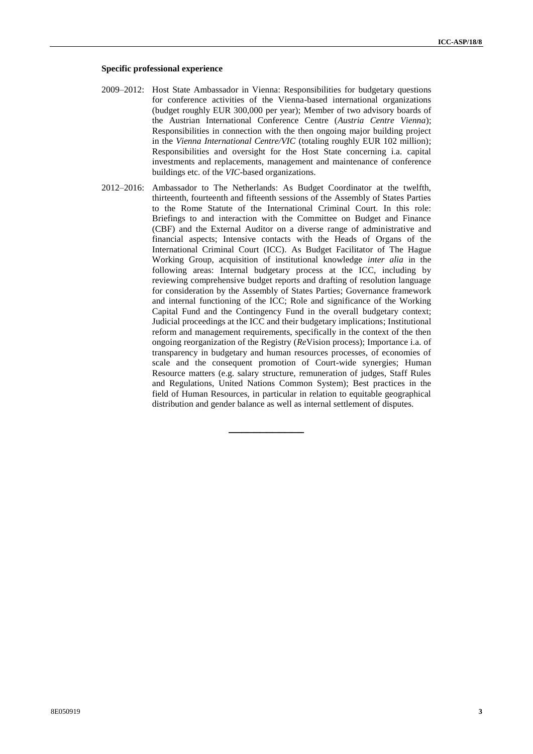**Specific professional experience**

2009–2012: Host State Ambassador in Vienna: Responsibilities for budgetary questions for conference activities of the Vienna-based international organizations (budget roughly EUR 300,000 per year); Member of two advisory boards of the Austrian International Conference Centre (*Austria Centre Vienna*); Responsibilities in connection with the then ongoing major building project in the *Vienna International Centre/VIC* (totaling roughly EUR 102 million); Responsibilities and oversight for the Host State concerning i.a. capital investments and replacements, management and maintenance of conference buildings etc. of the *VIC*-based organizations.

2012–2016: Ambassador to The Netherlands: As Budget Coordinator at the twelfth, thirteenth, fourteenth and fifteenth sessions of the Assembly of States Parties to the Rome Statute of the International Criminal Court. In this role: Briefings to and interaction with the Committee on Budget and Finance (CBF) and the External Auditor on a diverse range of administrative and financial aspects; Intensive contacts with the Heads of Organs of the International Criminal Court (ICC). As Budget Facilitator of The Hague Working Group, acquisition of institutional knowledge *inter alia* in the following areas: Internal budgetary process at the ICC, including by reviewing comprehensive budget reports and drafting of resolution language for consideration by the Assembly of States Parties; Governance framework and internal functioning of the ICC; Role and significance of the Working Capital Fund and the Contingency Fund in the overall budgetary context; Judicial proceedings at the ICC and their budgetary implications; Institutional reform and management requirements, specifically in the context of the then ongoing reorganization of the Registry (*Re*Vision process); Importance i.a. of transparency in budgetary and human resources processes, of economies of scale and the consequent promotion of Court-wide synergies; Human Resource matters (e.g. salary structure, remuneration of judges, Staff Rules and Regulations, United Nations Common System); Best practices in the field of Human Resources, in particular in relation to equitable geographical distribution and gender balance as well as internal settlement of disputes.

\_\_\_\_\_\_\_\_\_\_\_\_\_\_\_\_\_\_\_\_